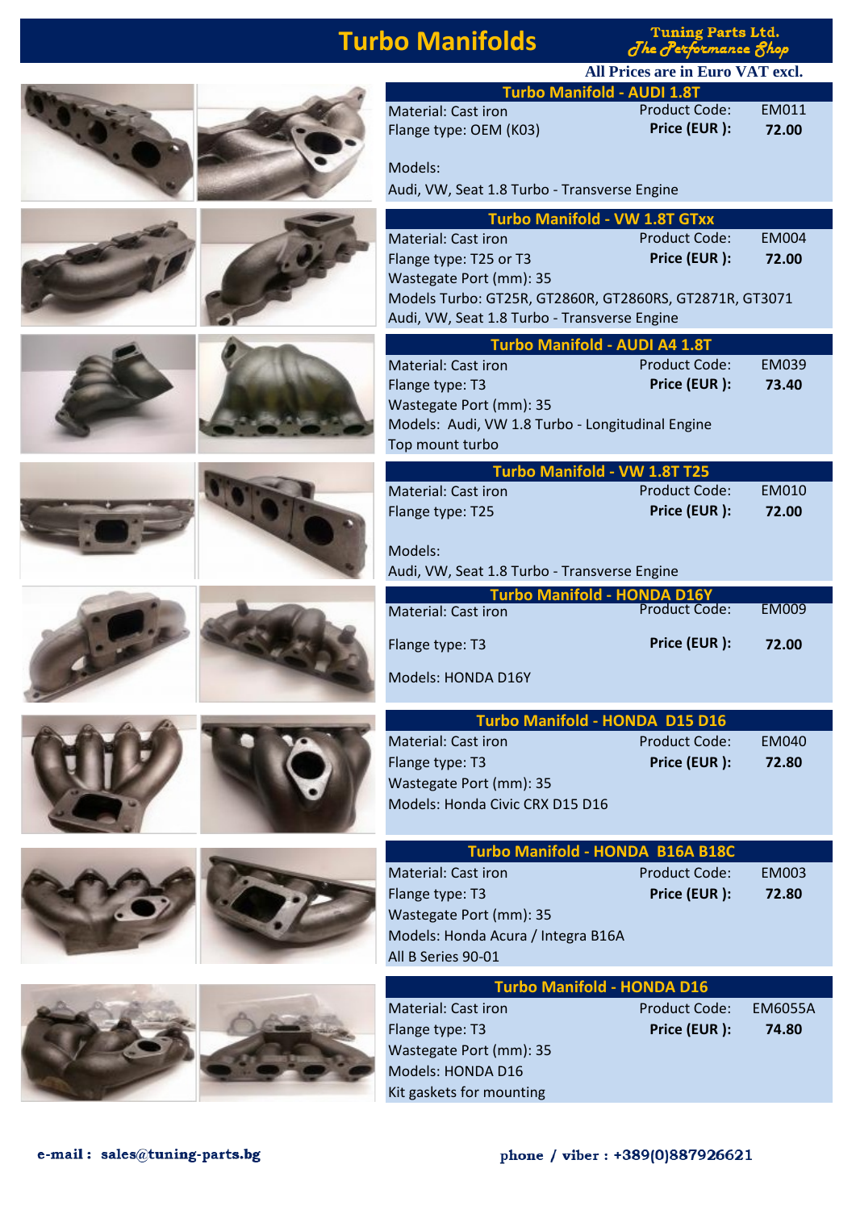# Turbo Manifolds

**Tuning Parts Ltd.**
*The Performance Shop*

**All Prices are in Euro VAT excl.**

## Turbo Manifold - AUDI 1.8T

Material: Cast iron
Flange type: OEM (K03)
Product Code: EM011
**Price (EUR ): 72.00**

Models:
Audi, VW, Seat 1.8 Turbo - Transverse Engine

## Turbo Manifold - VW 1.8T GTxx

Material: Cast iron
Flange type: T25 or T3
Wastegate Port (mm): 35
Product Code: EM004
**Price (EUR ): 72.00**

Models Turbo: GT25R, GT2860R, GT2860RS, GT2871R, GT3071
Audi, VW, Seat 1.8 Turbo - Transverse Engine

## Turbo Manifold - AUDI A4 1.8T

Material: Cast iron
Flange type: T3
Wastegate Port (mm): 35
Product Code: EM039
**Price (EUR ): 73.40**

Models: Audi, VW 1.8 Turbo - Longitudinal Engine
Top mount turbo

## Turbo Manifold - VW 1.8T T25

Material: Cast iron
Flange type: T25
Product Code: EM010
**Price (EUR ): 72.00**

Models:
Audi, VW, Seat 1.8 Turbo - Transverse Engine

## Turbo Manifold - HONDA D16Y

Material: Cast iron
Flange type: T3
Product Code: EM009
**Price (EUR ): 72.00**

Models: HONDA D16Y

## Turbo Manifold - HONDA D15 D16

Material: Cast iron
Flange type: T3
Wastegate Port (mm): 35
Product Code: EM040
**Price (EUR ): 72.80**

Models: Honda Civic CRX D15 D16

## Turbo Manifold - HONDA B16A B18C

Material: Cast iron
Flange type: T3
Wastegate Port (mm): 35
Product Code: EM003
**Price (EUR ): 72.80**

Models: Honda Acura / Integra B16A
All B Series 90-01

## Turbo Manifold - HONDA D16

Material: Cast iron
Flange type: T3
Wastegate Port (mm): 35
Product Code: EM6055A
**Price (EUR ): 74.80**

Models: HONDA D16
Kit gaskets for mounting

**e-mail : sales@tuning-parts.bg**

**phone / viber : +389(0)887926621**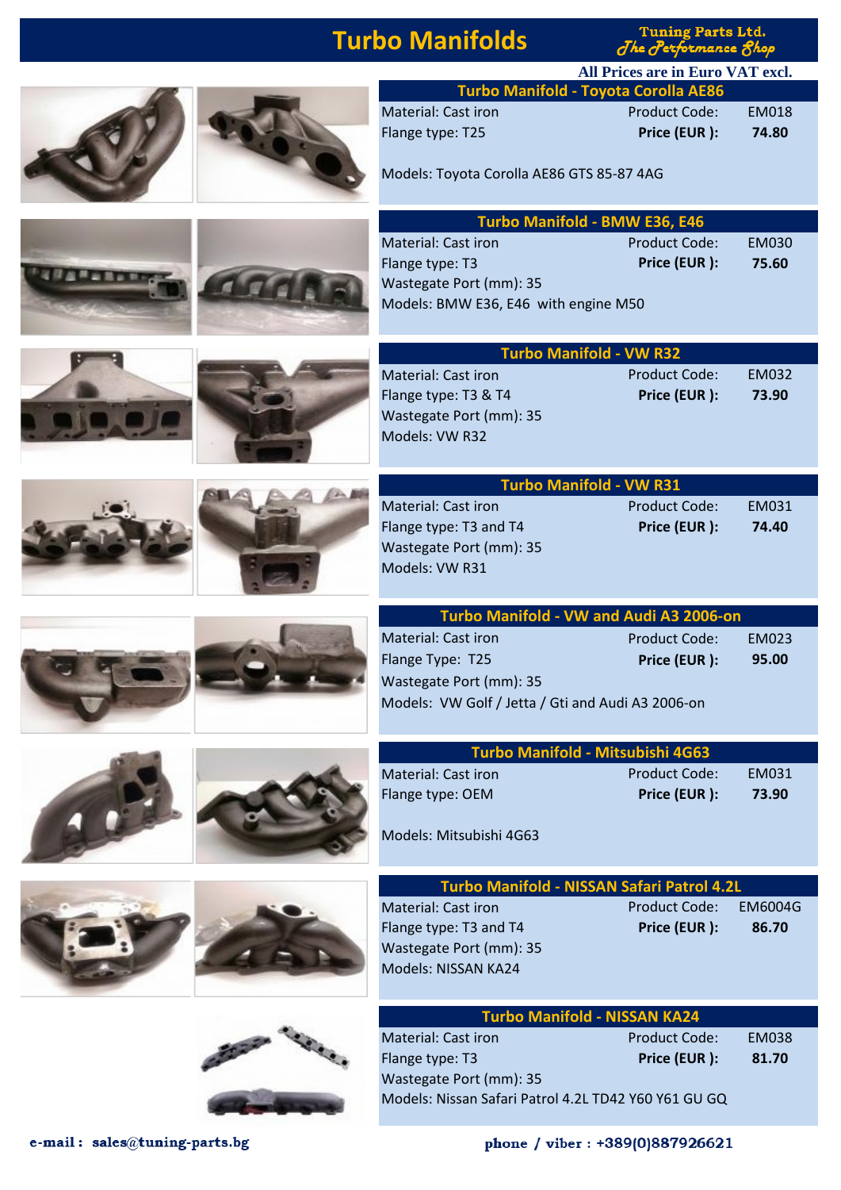# Turbo Manifolds

**Tuning Parts Ltd.**
*The Performance Shop*

**All Prices are in Euro VAT excl.**

## Turbo Manifold - Toyota Corolla AE86

Material: Cast iron
Product Code: EM018
Flange type: T25
**Price (EUR ): 74.80**

Models: Toyota Corolla AE86 GTS 85-87 4AG

## Turbo Manifold - BMW E36, E46

Material: Cast iron
Product Code: EM030
Flange type: T3
**Price (EUR ): 75.60**
Wastegate Port (mm): 35
Models: BMW E36, E46 with engine M50

## Turbo Manifold - VW R32

Material: Cast iron
Product Code: EM032
Flange type: T3 & T4
**Price (EUR ): 73.90**
Wastegate Port (mm): 35
Models: VW R32

## Turbo Manifold - VW R31

Material: Cast iron
Product Code: EM031
Flange type: T3 and T4
**Price (EUR ): 74.40**
Wastegate Port (mm): 35
Models: VW R31

## Turbo Manifold - VW and Audi A3 2006-on

Material: Cast iron
Product Code: EM023
Flange Type: T25
**Price (EUR ): 95.00**
Wastegate Port (mm): 35
Models: VW Golf / Jetta / Gti and Audi A3 2006-on

## Turbo Manifold - Mitsubishi 4G63

Material: Cast iron
Product Code: EM031
Flange type: OEM
**Price (EUR ): 73.90**

Models: Mitsubishi 4G63

## Turbo Manifold - NISSAN Safari Patrol 4.2L

Material: Cast iron
Product Code: EM6004G
Flange type: T3 and T4
**Price (EUR ): 86.70**
Wastegate Port (mm): 35
Models: NISSAN KA24

## Turbo Manifold - NISSAN KA24

Material: Cast iron
Product Code: EM038
Flange type: T3
**Price (EUR ): 81.70**
Wastegate Port (mm): 35
Models: Nissan Safari Patrol 4.2L TD42 Y60 Y61 GU GQ

**e-mail : sales@tuning-parts.bg**

**phone / viber : +389(0)887926621**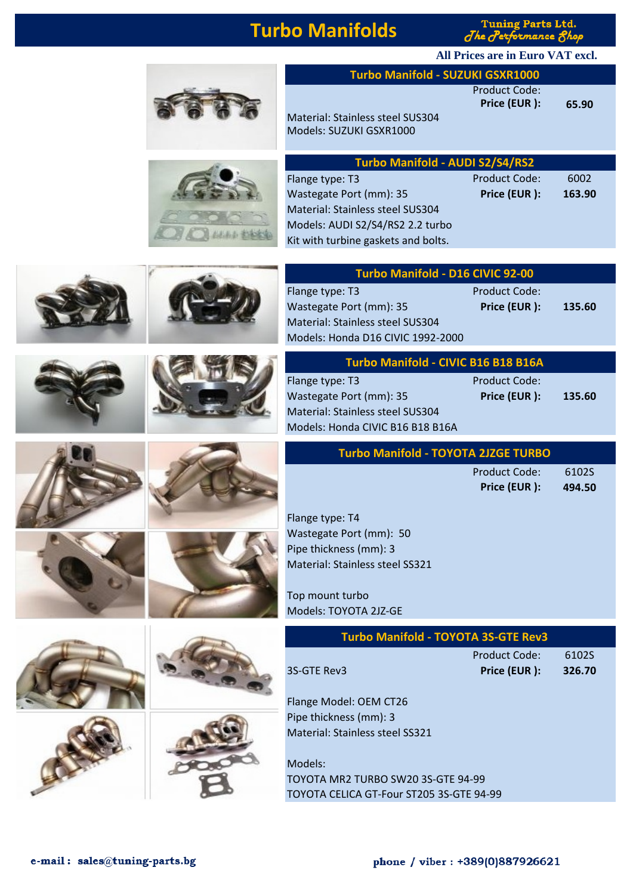# Turbo Manifolds

**Tuning Parts Ltd.**
*The Performance Shop*

**All Prices are in Euro VAT excl.**

## Turbo Manifold - SUZUKI GSXR1000

Product Code:
**Price (EUR ):** **65.90**

Material: Stainless steel SUS304
Models: SUZUKI GSXR1000

## Turbo Manifold - AUDI S2/S4/RS2

Flange type: T3
Wastegate Port (mm): 35
Material: Stainless steel SUS304
Models: AUDI S2/S4/RS2 2.2 turbo
Kit with turbine gaskets and bolts.

Product Code: 6002
**Price (EUR ):** **163.90**

## Turbo Manifold - D16 CIVIC 92-00

Flange type: T3
Wastegate Port (mm): 35
Material: Stainless steel SUS304
Models: Honda D16 CIVIC 1992-2000

Product Code:
**Price (EUR ):** **135.60**

## Turbo Manifold - CIVIC B16 B18 B16A

Flange type: T3
Wastegate Port (mm): 35
Material: Stainless steel SUS304
Models: Honda CIVIC B16 B18 B16A

Product Code:
**Price (EUR ):** **135.60**

## Turbo Manifold - TOYOTA 2JZGE TURBO

Product Code: 6102S
**Price (EUR ):** **494.50**

Flange type: T4
Wastegate Port (mm): 50
Pipe thickness (mm): 3
Material: Stainless steel SS321

Top mount turbo
Models: TOYOTA 2JZ-GE

## Turbo Manifold - TOYOTA 3S-GTE Rev3

Product Code: 6102S
3S-GTE Rev3
**Price (EUR ):** **326.70**

Flange Model: OEM CT26
Pipe thickness (mm): 3
Material: Stainless steel SS321

Models:
TOYOTA MR2 TURBO SW20 3S-GTE 94-99
TOYOTA CELICA GT-Four ST205 3S-GTE 94-99

**e-mail : sales@tuning-parts.bg**

**phone / viber : +389(0)887926621**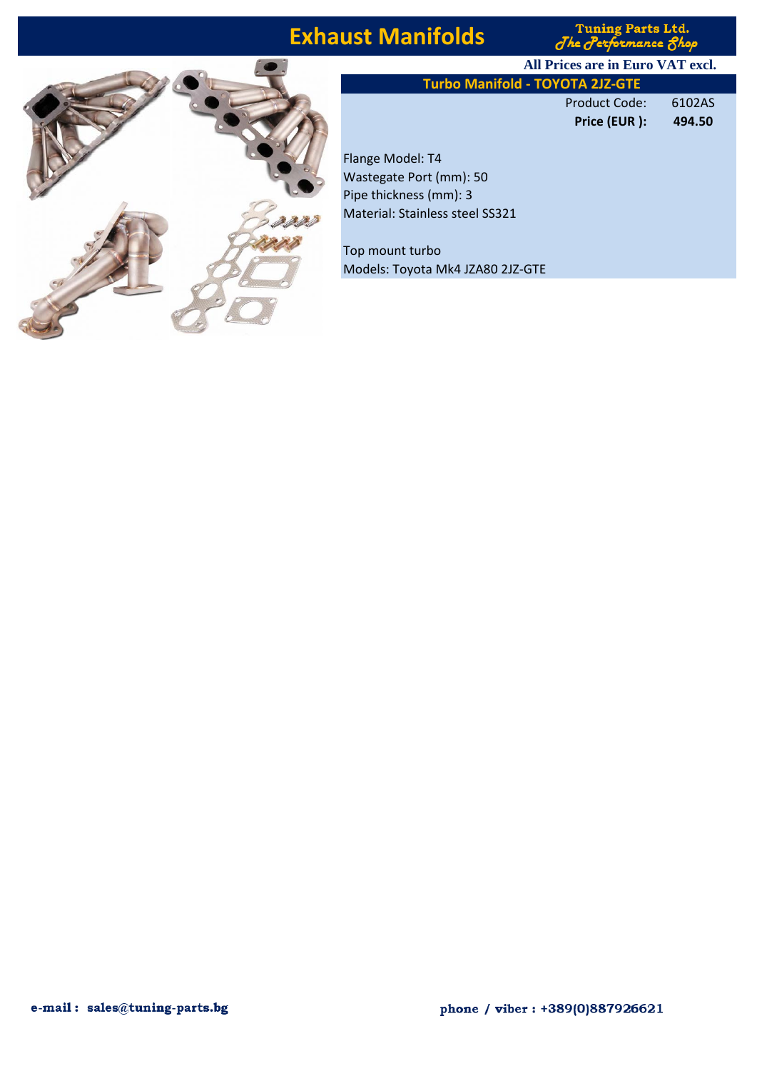# Exhaust Manifolds

**Tuning Parts Ltd.**
*The Performance Shop*

**All Prices are in Euro VAT excl.**

## Turbo Manifold - TOYOTA 2JZ-GTE

Product Code: 6102AS

**Price (EUR ): 494.50**

Flange Model: T4
Wastegate Port (mm): 50
Pipe thickness (mm): 3
Material: Stainless steel SS321

Top mount turbo
Models: Toyota Mk4 JZA80 2JZ-GTE

**e-mail : sales@tuning-parts.bg**

**phone / viber : +389(0)887926621**